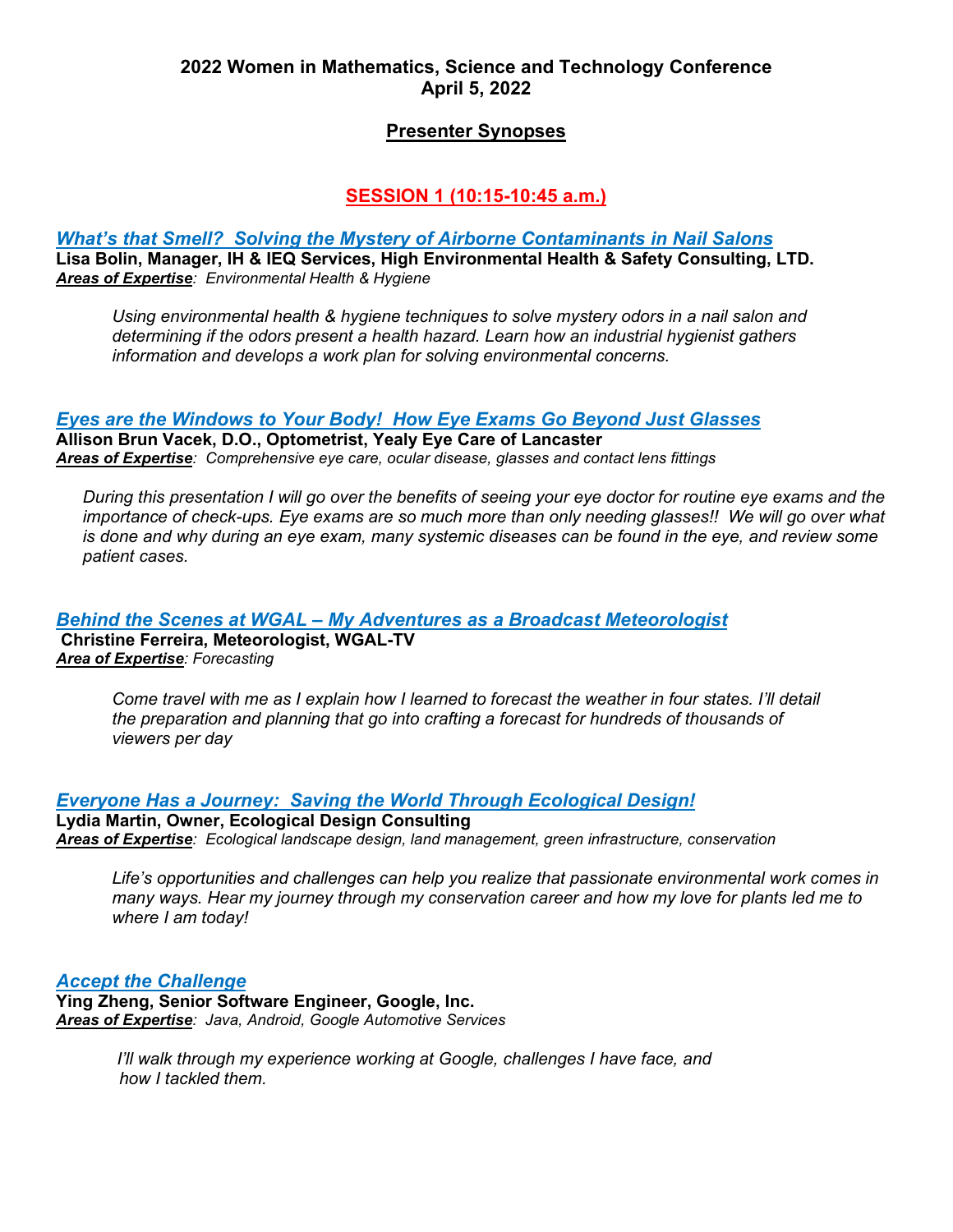**2022 Women in Mathematics, Science and Technology Conference**
**April 5, 2022**

## Presenter Synopses

## SESSION 1 (10:15-10:45 a.m.)

***What's that Smell? Solving the Mystery of Airborne Contaminants in Nail Salons***
**Lisa Bolin, Manager, IH & IEQ Services, High Environmental Health & Safety Consulting, LTD.**
***Areas of Expertise****: Environmental Health & Hygiene*

*Using environmental health & hygiene techniques to solve mystery odors in a nail salon and determining if the odors present a health hazard. Learn how an industrial hygienist gathers information and develops a work plan for solving environmental concerns.*

***Eyes are the Windows to Your Body! How Eye Exams Go Beyond Just Glasses***
**Allison Brun Vacek, D.O., Optometrist, Yealy Eye Care of Lancaster**
***Areas of Expertise****: Comprehensive eye care, ocular disease, glasses and contact lens fittings*

*During this presentation I will go over the benefits of seeing your eye doctor for routine eye exams and the importance of check-ups. Eye exams are so much more than only needing glasses!! We will go over what is done and why during an eye exam, many systemic diseases can be found in the eye, and review some patient cases.*

***Behind the Scenes at WGAL – My Adventures as a Broadcast Meteorologist***
**Christine Ferreira, Meteorologist, WGAL-TV**
***Area of Expertise****: Forecasting*

*Come travel with me as I explain how I learned to forecast the weather in four states. I'll detail the preparation and planning that go into crafting a forecast for hundreds of thousands of viewers per day*

***Everyone Has a Journey: Saving the World Through Ecological Design!***
**Lydia Martin, Owner, Ecological Design Consulting**
***Areas of Expertise****: Ecological landscape design, land management, green infrastructure, conservation*

*Life's opportunities and challenges can help you realize that passionate environmental work comes in many ways. Hear my journey through my conservation career and how my love for plants led me to where I am today!*

***Accept the Challenge***
**Ying Zheng, Senior Software Engineer, Google, Inc.**
***Areas of Expertise****: Java, Android, Google Automotive Services*

*I'll walk through my experience working at Google, challenges I have face, and how I tackled them.*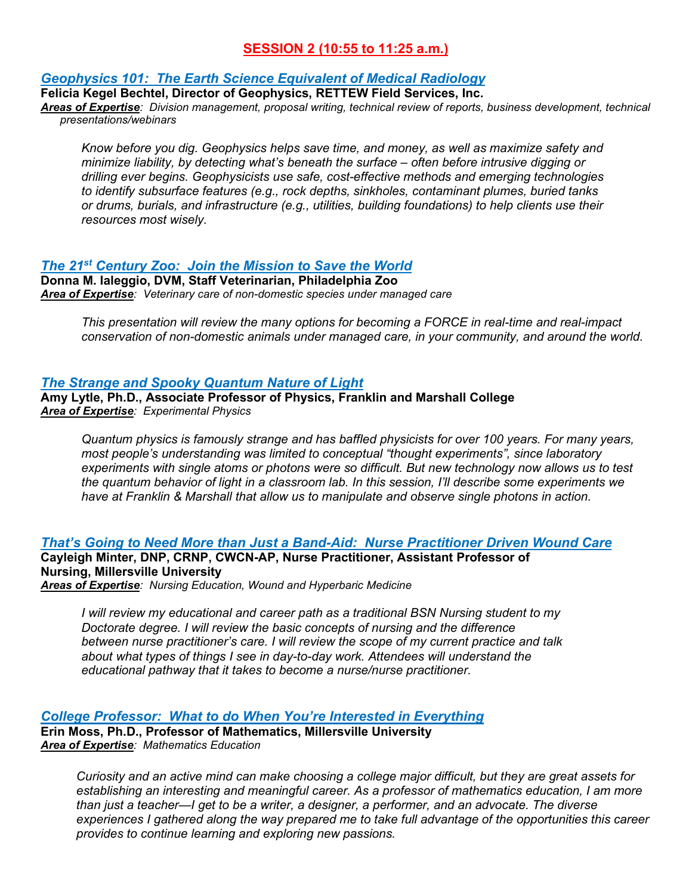## SESSION 2 (10:55 to 11:25 a.m.)

### *Geophysics 101: The Earth Science Equivalent of Medical Radiology*

**Felicia Kegel Bechtel, Director of Geophysics, RETTEW Field Services, Inc.**

***Areas of Expertise***: *Division management, proposal writing, technical review of reports, business development, technical presentations/webinars*

> *Know before you dig. Geophysics helps save time, and money, as well as maximize safety and minimize liability, by detecting what's beneath the surface – often before intrusive digging or drilling ever begins. Geophysicists use safe, cost-effective methods and emerging technologies to identify subsurface features (e.g., rock depths, sinkholes, contaminant plumes, buried tanks or drums, burials, and infrastructure (e.g., utilities, building foundations) to help clients use their resources most wisely.*

### *The 21st Century Zoo: Join the Mission to Save the World*

**Donna M. Ialeggio, DVM, Staff Veterinarian, Philadelphia Zoo**

***Area of Expertise***: *Veterinary care of non-domestic species under managed care*

> *This presentation will review the many options for becoming a FORCE in real-time and real-impact conservation of non-domestic animals under managed care, in your community, and around the world.*

### *The Strange and Spooky Quantum Nature of Light*

**Amy Lytle, Ph.D., Associate Professor of Physics, Franklin and Marshall College**

***Area of Expertise***: *Experimental Physics*

> *Quantum physics is famously strange and has baffled physicists for over 100 years. For many years, most people's understanding was limited to conceptual "thought experiments", since laboratory experiments with single atoms or photons were so difficult. But new technology now allows us to test the quantum behavior of light in a classroom lab. In this session, I'll describe some experiments we have at Franklin & Marshall that allow us to manipulate and observe single photons in action.*

### *That's Going to Need More than Just a Band-Aid: Nurse Practitioner Driven Wound Care*

**Cayleigh Minter, DNP, CRNP, CWCN-AP, Nurse Practitioner, Assistant Professor of Nursing, Millersville University**

***Areas of Expertise***: *Nursing Education, Wound and Hyperbaric Medicine*

> *I will review my educational and career path as a traditional BSN Nursing student to my Doctorate degree. I will review the basic concepts of nursing and the difference between nurse practitioner's care. I will review the scope of my current practice and talk about what types of things I see in day-to-day work. Attendees will understand the educational pathway that it takes to become a nurse/nurse practitioner.*

### *College Professor: What to do When You're Interested in Everything*

**Erin Moss, Ph.D., Professor of Mathematics, Millersville University**

***Area of Expertise***: *Mathematics Education*

> *Curiosity and an active mind can make choosing a college major difficult, but they are great assets for establishing an interesting and meaningful career. As a professor of mathematics education, I am more than just a teacher—I get to be a writer, a designer, a performer, and an advocate. The diverse experiences I gathered along the way prepared me to take full advantage of the opportunities this career provides to continue learning and exploring new passions.*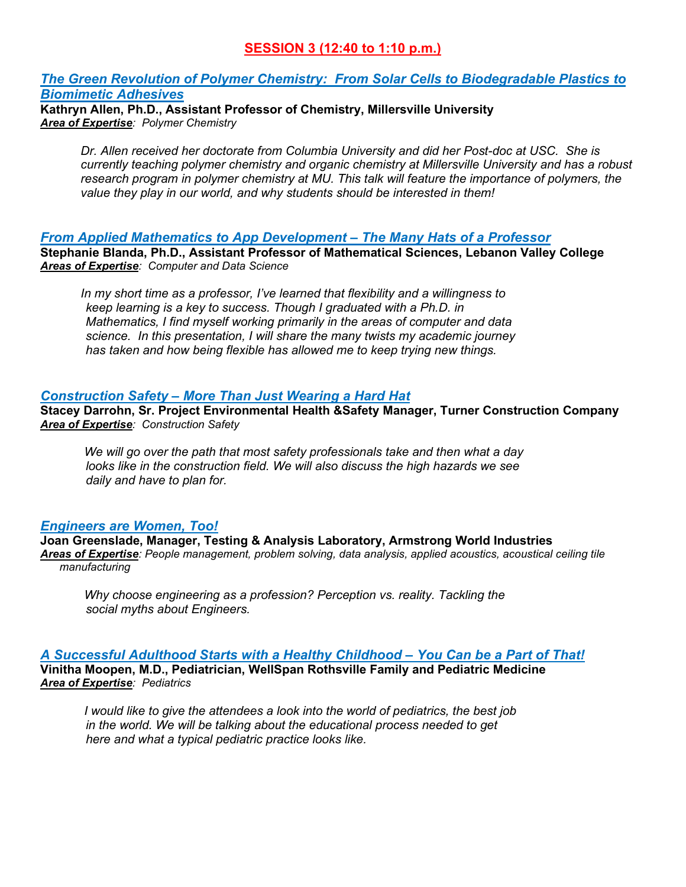## SESSION 3 (12:40 to 1:10 p.m.)

### *The Green Revolution of Polymer Chemistry: From Solar Cells to Biodegradable Plastics to Biomimetic Adhesives*

**Kathryn Allen, Ph.D., Assistant Professor of Chemistry, Millersville University**
***Area of Expertise***: *Polymer Chemistry*

> *Dr. Allen received her doctorate from Columbia University and did her Post-doc at USC. She is currently teaching polymer chemistry and organic chemistry at Millersville University and has a robust research program in polymer chemistry at MU. This talk will feature the importance of polymers, the value they play in our world, and why students should be interested in them!*

### *From Applied Mathematics to App Development – The Many Hats of a Professor*

**Stephanie Blanda, Ph.D., Assistant Professor of Mathematical Sciences, Lebanon Valley College**
***Areas of Expertise***: *Computer and Data Science*

> *In my short time as a professor, I've learned that flexibility and a willingness to keep learning is a key to success. Though I graduated with a Ph.D. in Mathematics, I find myself working primarily in the areas of computer and data science. In this presentation, I will share the many twists my academic journey has taken and how being flexible has allowed me to keep trying new things.*

### *Construction Safety – More Than Just Wearing a Hard Hat*

**Stacey Darrohn, Sr. Project Environmental Health &Safety Manager, Turner Construction Company**
***Area of Expertise***: *Construction Safety*

> *We will go over the path that most safety professionals take and then what a day looks like in the construction field. We will also discuss the high hazards we see daily and have to plan for.*

### *Engineers are Women, Too!*

**Joan Greenslade, Manager, Testing & Analysis Laboratory, Armstrong World Industries**
***Areas of Expertise***: *People management, problem solving, data analysis, applied acoustics, acoustical ceiling tile manufacturing*

> *Why choose engineering as a profession? Perception vs. reality. Tackling the social myths about Engineers.*

### *A Successful Adulthood Starts with a Healthy Childhood – You Can be a Part of That!*

**Vinitha Moopen, M.D., Pediatrician, WellSpan Rothsville Family and Pediatric Medicine**
***Area of Expertise***: *Pediatrics*

> *I would like to give the attendees a look into the world of pediatrics, the best job in the world. We will be talking about the educational process needed to get here and what a typical pediatric practice looks like.*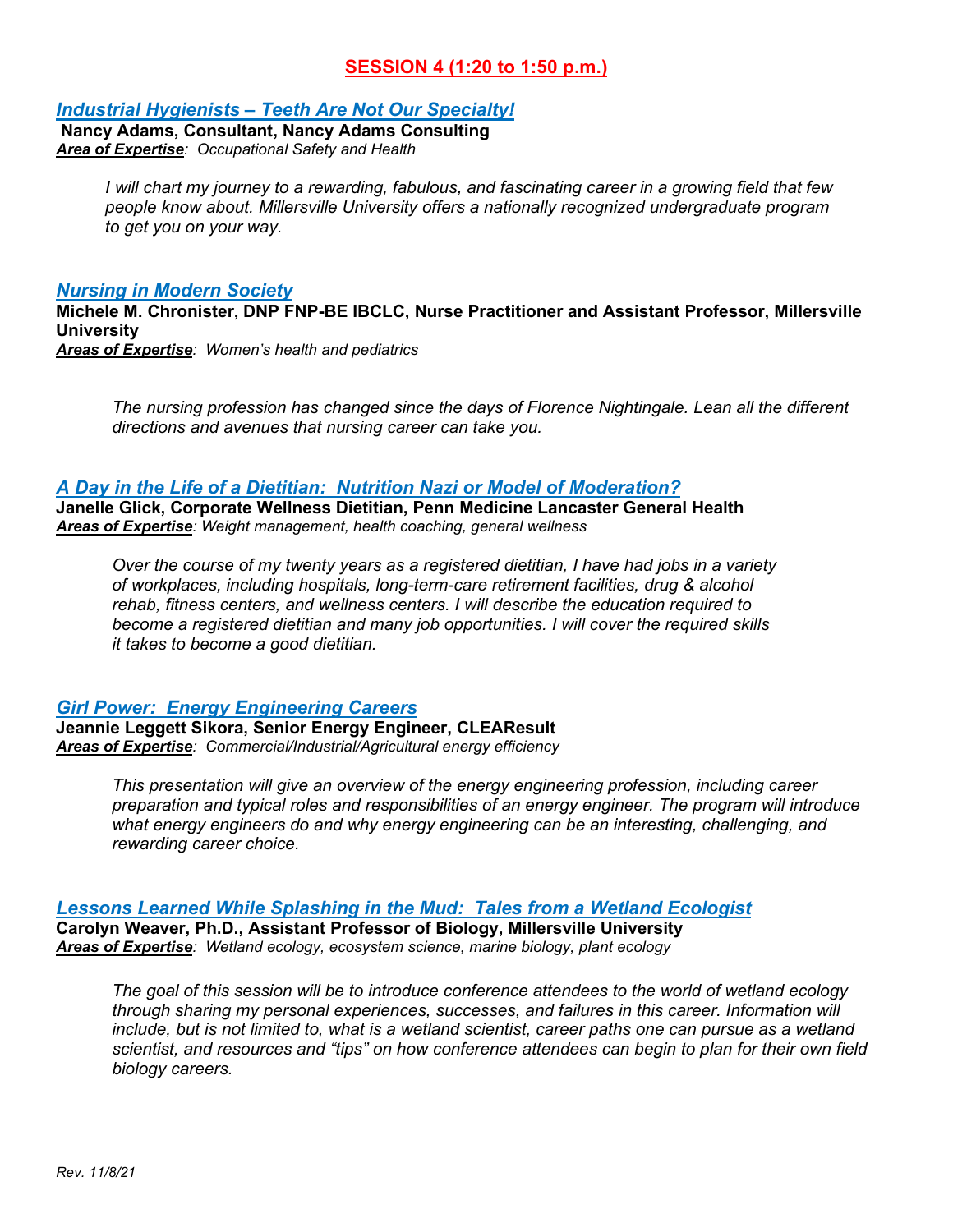## SESSION 4 (1:20 to 1:50 p.m.)

### *Industrial Hygienists – Teeth Are Not Our Specialty!*

**Nancy Adams, Consultant, Nancy Adams Consulting**
***Area of Expertise****: Occupational Safety and Health*

*I will chart my journey to a rewarding, fabulous, and fascinating career in a growing field that few people know about. Millersville University offers a nationally recognized undergraduate program to get you on your way.*

### *Nursing in Modern Society*

**Michele M. Chronister, DNP FNP-BE IBCLC, Nurse Practitioner and Assistant Professor, Millersville University**
***Areas of Expertise****: Women's health and pediatrics*

*The nursing profession has changed since the days of Florence Nightingale. Lean all the different directions and avenues that nursing career can take you.*

### *A Day in the Life of a Dietitian: Nutrition Nazi or Model of Moderation?*

**Janelle Glick, Corporate Wellness Dietitian, Penn Medicine Lancaster General Health**
***Areas of Expertise****: Weight management, health coaching, general wellness*

*Over the course of my twenty years as a registered dietitian, I have had jobs in a variety of workplaces, including hospitals, long-term-care retirement facilities, drug & alcohol rehab, fitness centers, and wellness centers. I will describe the education required to become a registered dietitian and many job opportunities. I will cover the required skills it takes to become a good dietitian.*

### *Girl Power: Energy Engineering Careers*

**Jeannie Leggett Sikora, Senior Energy Engineer, CLEAResult**
***Areas of Expertise****: Commercial/Industrial/Agricultural energy efficiency*

*This presentation will give an overview of the energy engineering profession, including career preparation and typical roles and responsibilities of an energy engineer. The program will introduce what energy engineers do and why energy engineering can be an interesting, challenging, and rewarding career choice.*

### *Lessons Learned While Splashing in the Mud: Tales from a Wetland Ecologist*

**Carolyn Weaver, Ph.D., Assistant Professor of Biology, Millersville University**
***Areas of Expertise****: Wetland ecology, ecosystem science, marine biology, plant ecology*

*The goal of this session will be to introduce conference attendees to the world of wetland ecology through sharing my personal experiences, successes, and failures in this career. Information will include, but is not limited to, what is a wetland scientist, career paths one can pursue as a wetland scientist, and resources and "tips" on how conference attendees can begin to plan for their own field biology careers.*

*Rev. 11/8/21*